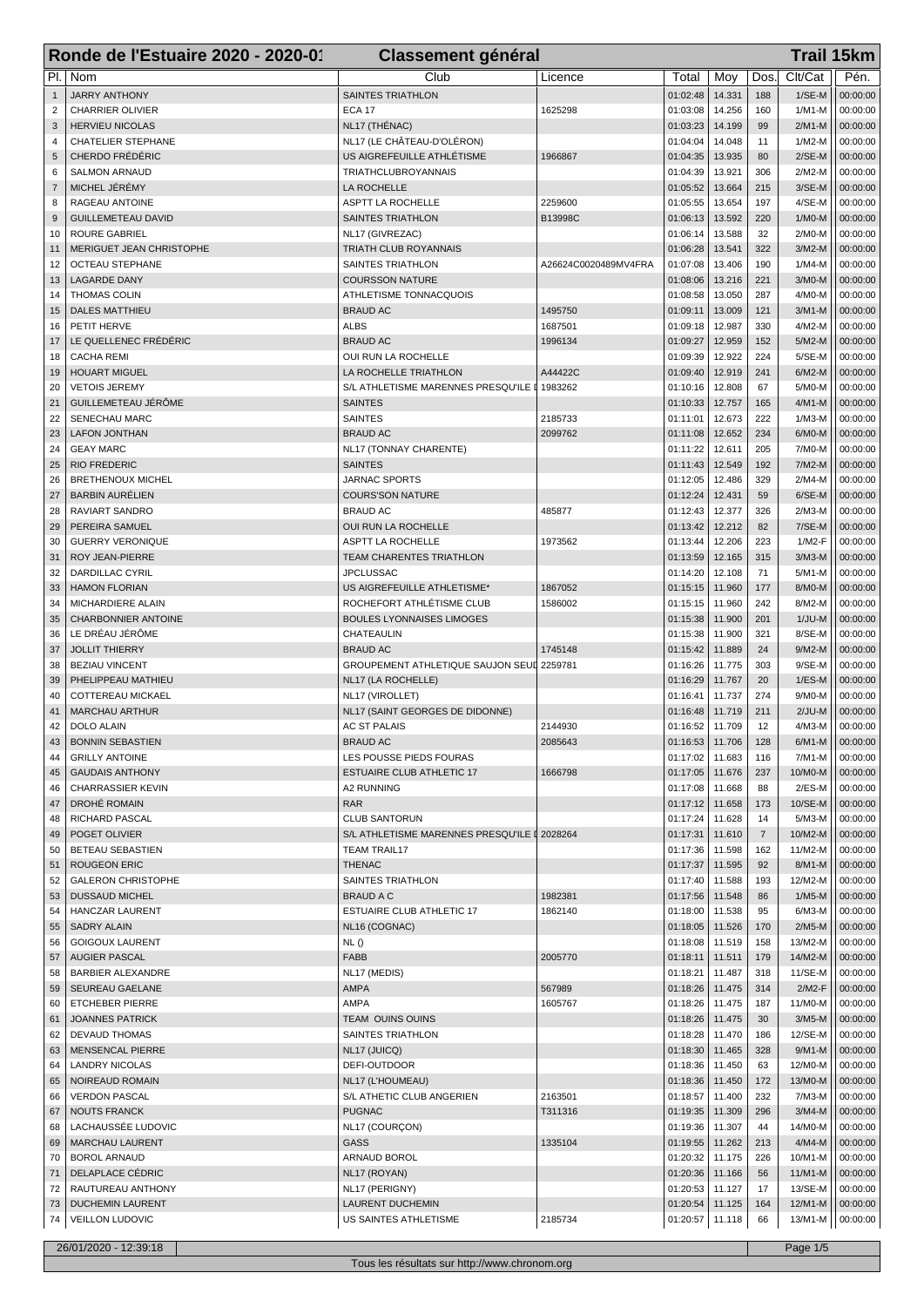# Ronde de l'Estuaire 2020 - 2020-01 — Classement général — Trail 15km

| Pl. | Nom | Club | Licence | Total | Moy | Dos. | Clt/Cat | Pén. |
|---|---|---|---|---|---|---|---|---|
| 1 | JARRY ANTHONY | SAINTES TRIATHLON | | 01:02:48 | 14.331 | 188 | 1/SE-M | 00:00:00 |
| 2 | CHARRIER OLIVIER | ECA 17 | 1625298 | 01:03:08 | 14.256 | 160 | 1/M1-M | 00:00:00 |
| 3 | HERVIEU NICOLAS | NL17 (THÉNAC) | | 01:03:23 | 14.199 | 99 | 2/M1-M | 00:00:00 |
| 4 | CHATELIER STEPHANE | NL17 (LE CHÂTEAU-D'OLÉRON) | | 01:04:04 | 14.048 | 11 | 1/M2-M | 00:00:00 |
| 5 | CHERDO FRÉDÉRIC | US AIGREFEUILLE ATHLÉTISME | 1966867 | 01:04:35 | 13.935 | 80 | 2/SE-M | 00:00:00 |
| 6 | SALMON ARNAUD | TRIATHCLUBROYANNAIS | | 01:04:39 | 13.921 | 306 | 2/M2-M | 00:00:00 |
| 7 | MICHEL JÉRÉMY | LA ROCHELLE | | 01:05:52 | 13.664 | 215 | 3/SE-M | 00:00:00 |
| 8 | RAGEAU ANTOINE | ASPTT LA ROCHELLE | 2259600 | 01:05:55 | 13.654 | 197 | 4/SE-M | 00:00:00 |
| 9 | GUILLEMETEAU DAVID | SAINTES TRIATHLON | B13998C | 01:06:13 | 13.592 | 220 | 1/M0-M | 00:00:00 |
| 10 | ROURE GABRIEL | NL17 (GIVREZAC) | | 01:06:14 | 13.588 | 32 | 2/M0-M | 00:00:00 |
| 11 | MERIGUET JEAN CHRISTOPHE | TRIATH CLUB ROYANNAIS | | 01:06:28 | 13.541 | 322 | 3/M2-M | 00:00:00 |
| 12 | OCTEAU STEPHANE | SAINTES TRIATHLON | A26624C0020489MV4FRA | 01:07:08 | 13.406 | 190 | 1/M4-M | 00:00:00 |
| 13 | LAGARDE DANY | COURSSON NATURE | | 01:08:06 | 13.216 | 221 | 3/M0-M | 00:00:00 |
| 14 | THOMAS COLIN | ATHLETISME TONNACQUOIS | | 01:08:58 | 13.050 | 287 | 4/M0-M | 00:00:00 |
| 15 | DALES MATTHIEU | BRAUD AC | 1495750 | 01:09:11 | 13.009 | 121 | 3/M1-M | 00:00:00 |
| 16 | PETIT HERVE | ALBS | 1687501 | 01:09:18 | 12.987 | 330 | 4/M2-M | 00:00:00 |
| 17 | LE QUELLENEC FRÉDÉRIC | BRAUD AC | 1996134 | 01:09:27 | 12.959 | 152 | 5/M2-M | 00:00:00 |
| 18 | CACHA REMI | OUI RUN LA ROCHELLE | | 01:09:39 | 12.922 | 224 | 5/SE-M | 00:00:00 |
| 19 | HOUART MIGUEL | LA ROCHELLE TRIATHLON | A44422C | 01:09:40 | 12.919 | 241 | 6/M2-M | 00:00:00 |
| 20 | VETOIS JEREMY | S/L ATHLETISME MARENNES PRESQU'ILE D | 1983262 | 01:10:16 | 12.808 | 67 | 5/M0-M | 00:00:00 |
| 21 | GUILLEMETEAU JÉRÔME | SAINTES | | 01:10:33 | 12.757 | 165 | 4/M1-M | 00:00:00 |
| 22 | SENECHAU MARC | SAINTES | 2185733 | 01:11:01 | 12.673 | 222 | 1/M3-M | 00:00:00 |
| 23 | LAFON JONTHAN | BRAUD AC | 2099762 | 01:11:08 | 12.652 | 234 | 6/M0-M | 00:00:00 |
| 24 | GEAY MARC | NL17 (TONNAY CHARENTE) | | 01:11:22 | 12.611 | 205 | 7/M0-M | 00:00:00 |
| 25 | RIO FREDERIC | SAINTES | | 01:11:43 | 12.549 | 192 | 7/M2-M | 00:00:00 |
| 26 | BRETHENOUX MICHEL | JARNAC SPORTS | | 01:12:05 | 12.486 | 329 | 2/M4-M | 00:00:00 |
| 27 | BARBIN AURÉLIEN | COURS'SON NATURE | | 01:12:24 | 12.431 | 59 | 6/SE-M | 00:00:00 |
| 28 | RAVIART SANDRO | BRAUD AC | 485877 | 01:12:43 | 12.377 | 326 | 2/M3-M | 00:00:00 |
| 29 | PEREIRA SAMUEL | OUI RUN LA ROCHELLE | | 01:13:42 | 12.212 | 82 | 7/SE-M | 00:00:00 |
| 30 | GUERRY VERONIQUE | ASPTT LA ROCHELLE | 1973562 | 01:13:44 | 12.206 | 223 | 1/M2-F | 00:00:00 |
| 31 | ROY JEAN-PIERRE | TEAM CHARENTES TRIATHLON | | 01:13:59 | 12.165 | 315 | 3/M3-M | 00:00:00 |
| 32 | DARDILLAC CYRIL | JPCLUSSAC | | 01:14:20 | 12.108 | 71 | 5/M1-M | 00:00:00 |
| 33 | HAMON FLORIAN | US AIGREFEUILLE ATHLETISME* | 1867052 | 01:15:15 | 11.960 | 177 | 8/M0-M | 00:00:00 |
| 34 | MICHARDIERE ALAIN | ROCHEFORT ATHLÉTISME CLUB | 1586002 | 01:15:15 | 11.960 | 242 | 8/M2-M | 00:00:00 |
| 35 | CHARBONNIER ANTOINE | BOULES LYONNAISES LIMOGES | | 01:15:38 | 11.900 | 201 | 1/JU-M | 00:00:00 |
| 36 | LE DRÉAU JÉRÔME | CHATEAULIN | | 01:15:38 | 11.900 | 321 | 8/SE-M | 00:00:00 |
| 37 | JOLLIT THIERRY | BRAUD AC | 1745148 | 01:15:42 | 11.889 | 24 | 9/M2-M | 00:00:00 |
| 38 | BEZIAU VINCENT | GROUPEMENT ATHLETIQUE SAUJON SEUD | 2259781 | 01:16:26 | 11.775 | 303 | 9/SE-M | 00:00:00 |
| 39 | PHELIPPEAU MATHIEU | NL17 (LA ROCHELLE) | | 01:16:29 | 11.767 | 20 | 1/ES-M | 00:00:00 |
| 40 | COTTEREAU MICKAEL | NL17 (VIROLLET) | | 01:16:41 | 11.737 | 274 | 9/M0-M | 00:00:00 |
| 41 | MARCHAU ARTHUR | NL17 (SAINT GEORGES DE DIDONNE) | | 01:16:48 | 11.719 | 211 | 2/JU-M | 00:00:00 |
| 42 | DOLO ALAIN | AC ST PALAIS | 2144930 | 01:16:52 | 11.709 | 12 | 4/M3-M | 00:00:00 |
| 43 | BONNIN SEBASTIEN | BRAUD AC | 2085643 | 01:16:53 | 11.706 | 128 | 6/M1-M | 00:00:00 |
| 44 | GRILLY ANTOINE | LES POUSSE PIEDS FOURAS | | 01:17:02 | 11.683 | 116 | 7/M1-M | 00:00:00 |
| 45 | GAUDAIS ANTHONY | ESTUAIRE CLUB ATHLETIC 17 | 1666798 | 01:17:05 | 11.676 | 237 | 10/M0-M | 00:00:00 |
| 46 | CHARRASSIER KEVIN | A2 RUNNING | | 01:17:08 | 11.668 | 88 | 2/ES-M | 00:00:00 |
| 47 | DROHÉ ROMAIN | RAR | | 01:17:12 | 11.658 | 173 | 10/SE-M | 00:00:00 |
| 48 | RICHARD PASCAL | CLUB SANTORUN | | 01:17:24 | 11.628 | 14 | 5/M3-M | 00:00:00 |
| 49 | POGET OLIVIER | S/L ATHLETISME MARENNES PRESQU'ILE D | 2028264 | 01:17:31 | 11.610 | 7 | 10/M2-M | 00:00:00 |
| 50 | BETEAU SEBASTIEN | TEAM TRAIL17 | | 01:17:36 | 11.598 | 162 | 11/M2-M | 00:00:00 |
| 51 | ROUGEON ERIC | THENAC | | 01:17:37 | 11.595 | 92 | 8/M1-M | 00:00:00 |
| 52 | GALERON CHRISTOPHE | SAINTES TRIATHLON | | 01:17:40 | 11.588 | 193 | 12/M2-M | 00:00:00 |
| 53 | DUSSAUD MICHEL | BRAUD A C | 1982381 | 01:17:56 | 11.548 | 86 | 1/M5-M | 00:00:00 |
| 54 | HANCZAR LAURENT | ESTUAIRE CLUB ATHLETIC 17 | 1862140 | 01:18:00 | 11.538 | 95 | 6/M3-M | 00:00:00 |
| 55 | SADRY ALAIN | NL16 (COGNAC) | | 01:18:05 | 11.526 | 170 | 2/M5-M | 00:00:00 |
| 56 | GOIGOUX LAURENT | NL () | | 01:18:08 | 11.519 | 158 | 13/M2-M | 00:00:00 |
| 57 | AUGIER PASCAL | FABB | 2005770 | 01:18:11 | 11.511 | 179 | 14/M2-M | 00:00:00 |
| 58 | BARBIER ALEXANDRE | NL17 (MEDIS) | | 01:18:21 | 11.487 | 318 | 11/SE-M | 00:00:00 |
| 59 | SEUREAU GAELANE | AMPA | 567989 | 01:18:26 | 11.475 | 314 | 2/M2-F | 00:00:00 |
| 60 | ETCHEBER PIERRE | AMPA | 1605767 | 01:18:26 | 11.475 | 187 | 11/M0-M | 00:00:00 |
| 61 | JOANNES PATRICK | TEAM OUINS OUINS | | 01:18:26 | 11.475 | 30 | 3/M5-M | 00:00:00 |
| 62 | DEVAUD THOMAS | SAINTES TRIATHLON | | 01:18:28 | 11.470 | 186 | 12/SE-M | 00:00:00 |
| 63 | MENSENCAL PIERRE | NL17 (JUICQ) | | 01:18:30 | 11.465 | 328 | 9/M1-M | 00:00:00 |
| 64 | LANDRY NICOLAS | DEFI-OUTDOOR | | 01:18:36 | 11.450 | 63 | 12/M0-M | 00:00:00 |
| 65 | NOIREAUD ROMAIN | NL17 (L'HOUMEAU) | | 01:18:36 | 11.450 | 172 | 13/M0-M | 00:00:00 |
| 66 | VERDON PASCAL | S/L ATHETIC CLUB ANGERIEN | 2163501 | 01:18:57 | 11.400 | 232 | 7/M3-M | 00:00:00 |
| 67 | NOUTS FRANCK | PUGNAC | T311316 | 01:19:35 | 11.309 | 296 | 3/M4-M | 00:00:00 |
| 68 | LACHAUSSÉE LUDOVIC | NL17 (COURÇON) | | 01:19:36 | 11.307 | 44 | 14/M0-M | 00:00:00 |
| 69 | MARCHAU LAURENT | GASS | 1335104 | 01:19:55 | 11.262 | 213 | 4/M4-M | 00:00:00 |
| 70 | BOROL ARNAUD | ARNAUD BOROL | | 01:20:32 | 11.175 | 226 | 10/M1-M | 00:00:00 |
| 71 | DELAPLACE CÉDRIC | NL17 (ROYAN) | | 01:20:36 | 11.166 | 56 | 11/M1-M | 00:00:00 |
| 72 | RAUTUREAU ANTHONY | NL17 (PERIGNY) | | 01:20:53 | 11.127 | 17 | 13/SE-M | 00:00:00 |
| 73 | DUCHEMIN LAURENT | LAURENT DUCHEMIN | | 01:20:54 | 11.125 | 164 | 12/M1-M | 00:00:00 |
| 74 | VEILLON LUDOVIC | US SAINTES ATHLETISME | 2185734 | 01:20:57 | 11.118 | 66 | 13/M1-M | 00:00:00 |

26/01/2020 - 12:39:18

Tous les résultats sur http://www.chronom.org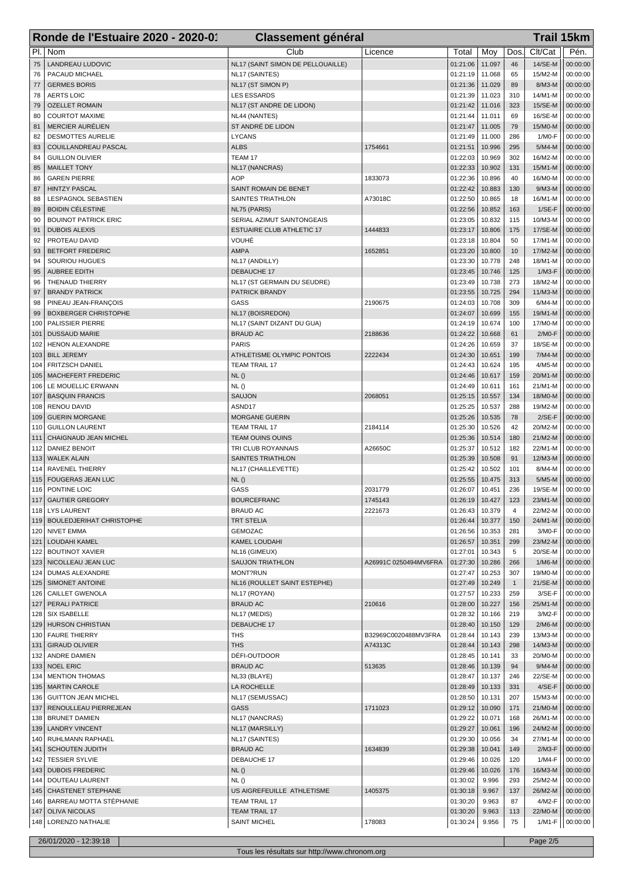# Ronde de l'Estuaire 2020 - 2020-01 — Classement général — Trail 15km

| Pl. | Nom | Club | Licence | Total | Moy | Dos. | Clt/Cat | Pén. |
|---|---|---|---|---|---|---|---|---|
| 75 | LANDREAU LUDOVIC | NL17 (SAINT SIMON DE PELLOUAILLE) | | 01:21:06 | 11.097 | 46 | 14/SE-M | 00:00:00 |
| 76 | PACAUD MICHAEL | NL17 (SAINTES) | | 01:21:19 | 11.068 | 65 | 15/M2-M | 00:00:00 |
| 77 | GERMES BORIS | NL17 (ST SIMON P) | | 01:21:36 | 11.029 | 89 | 8/M3-M | 00:00:00 |
| 78 | AERTS LOIC | LES ESSARDS | | 01:21:39 | 11.023 | 310 | 14/M1-M | 00:00:00 |
| 79 | OZELLET ROMAIN | NL17 (ST ANDRE DE LIDON) | | 01:21:42 | 11.016 | 323 | 15/SE-M | 00:00:00 |
| 80 | COURTOT MAXIME | NL44 (NANTES) | | 01:21:44 | 11.011 | 69 | 16/SE-M | 00:00:00 |
| 81 | MERCIER AURÉLIEN | ST ANDRÉ DE LIDON | | 01:21:47 | 11.005 | 79 | 15/M0-M | 00:00:00 |
| 82 | DESMOTTES AURELIE | LYCANS | | 01:21:49 | 11.000 | 286 | 1/M0-F | 00:00:00 |
| 83 | COUILLANDREAU PASCAL | ALBS | 1754661 | 01:21:51 | 10.996 | 295 | 5/M4-M | 00:00:00 |
| 84 | GUILLON OLIVIER | TEAM 17 | | 01:22:03 | 10.969 | 302 | 16/M2-M | 00:00:00 |
| 85 | MAILLET TONY | NL17 (NANCRAS) | | 01:22:33 | 10.902 | 131 | 15/M1-M | 00:00:00 |
| 86 | GAREN PIERRE | AOP | 1833073 | 01:22:36 | 10.896 | 40 | 16/M0-M | 00:00:00 |
| 87 | HINTZY PASCAL | SAINT ROMAIN DE BENET | | 01:22:42 | 10.883 | 130 | 9/M3-M | 00:00:00 |
| 88 | LESPAGNOL SEBASTIEN | SAINTES TRIATHLON | A73018C | 01:22:50 | 10.865 | 18 | 16/M1-M | 00:00:00 |
| 89 | BOIDIN CÉLESTINE | NL75 (PARIS) | | 01:22:56 | 10.852 | 163 | 1/SE-F | 00:00:00 |
| 90 | BOUINOT PATRICK ERIC | SERIAL AZIMUT SAINTONGEAIS | | 01:23:05 | 10.832 | 115 | 10/M3-M | 00:00:00 |
| 91 | DUBOIS ALEXIS | ESTUAIRE CLUB ATHLETIC 17 | 1444833 | 01:23:17 | 10.806 | 175 | 17/SE-M | 00:00:00 |
| 92 | PROTEAU DAVID | VOUHÉ | | 01:23:18 | 10.804 | 50 | 17/M1-M | 00:00:00 |
| 93 | BETFORT FREDERIC | AMPA | 1652851 | 01:23:20 | 10.800 | 10 | 17/M2-M | 00:00:00 |
| 94 | SOURIOU HUGUES | NL17 (ANDILLY) | | 01:23:30 | 10.778 | 248 | 18/M1-M | 00:00:00 |
| 95 | AUBREE EDITH | DEBAUCHE 17 | | 01:23:45 | 10.746 | 125 | 1/M3-F | 00:00:00 |
| 96 | THENAUD THIERRY | NL17 (ST GERMAIN DU SEUDRE) | | 01:23:49 | 10.738 | 273 | 18/M2-M | 00:00:00 |
| 97 | BRANDY PATRICK | PATRICK BRANDY | | 01:23:55 | 10.725 | 294 | 11/M3-M | 00:00:00 |
| 98 | PINEAU JEAN-FRANÇOIS | GASS | 2190675 | 01:24:03 | 10.708 | 309 | 6/M4-M | 00:00:00 |
| 99 | BOXBERGER CHRISTOPHE | NL17 (BOISREDON) | | 01:24:07 | 10.699 | 155 | 19/M1-M | 00:00:00 |
| 100 | PALISSIER PIERRE | NL17 (SAINT DIZANT DU GUA) | | 01:24:19 | 10.674 | 100 | 17/M0-M | 00:00:00 |
| 101 | DUSSAUD MARIE | BRAUD AC | 2188636 | 01:24:22 | 10.668 | 61 | 2/M0-F | 00:00:00 |
| 102 | HENON ALEXANDRE | PARIS | | 01:24:26 | 10.659 | 37 | 18/SE-M | 00:00:00 |
| 103 | BILL JEREMY | ATHLETISME OLYMPIC PONTOIS | 2222434 | 01:24:30 | 10.651 | 199 | 7/M4-M | 00:00:00 |
| 104 | FRITZSCH DANIEL | TEAM TRAIL 17 | | 01:24:43 | 10.624 | 195 | 4/M5-M | 00:00:00 |
| 105 | MACHEFERT FREDERIC | NL () | | 01:24:46 | 10.617 | 159 | 20/M1-M | 00:00:00 |
| 106 | LE MOUELLIC ERWANN | NL () | | 01:24:49 | 10.611 | 161 | 21/M1-M | 00:00:00 |
| 107 | BASQUIN FRANCIS | SAUJON | 2068051 | 01:25:15 | 10.557 | 134 | 18/M0-M | 00:00:00 |
| 108 | RENOU DAVID | ASND17 | | 01:25:25 | 10.537 | 288 | 19/M2-M | 00:00:00 |
| 109 | GUERIN MORGANE | MORGANE GUERIN | | 01:25:26 | 10.535 | 78 | 2/SE-F | 00:00:00 |
| 110 | GUILLON LAURENT | TEAM TRAIL 17 | 2184114 | 01:25:30 | 10.526 | 42 | 20/M2-M | 00:00:00 |
| 111 | CHAIGNAUD JEAN MICHEL | TEAM OUINS OUINS | | 01:25:36 | 10.514 | 180 | 21/M2-M | 00:00:00 |
| 112 | DANIEZ BENOIT | TRI CLUB ROYANNAIS | A26650C | 01:25:37 | 10.512 | 182 | 22/M1-M | 00:00:00 |
| 113 | WALEK ALAIN | SAINTES TRIATHLON | | 01:25:39 | 10.508 | 91 | 12/M3-M | 00:00:00 |
| 114 | RAVENEL THIERRY | NL17 (CHAILLEVETTE) | | 01:25:42 | 10.502 | 101 | 8/M4-M | 00:00:00 |
| 115 | FOUGERAS JEAN LUC | NL () | | 01:25:55 | 10.475 | 313 | 5/M5-M | 00:00:00 |
| 116 | PONTINE LOIC | GASS | 2031779 | 01:26:07 | 10.451 | 236 | 19/SE-M | 00:00:00 |
| 117 | GAUTIER GREGORY | BOURCEFRANC | 1745143 | 01:26:19 | 10.427 | 123 | 23/M1-M | 00:00:00 |
| 118 | LYS LAURENT | BRAUD AC | 2221673 | 01:26:43 | 10.379 | 4 | 22/M2-M | 00:00:00 |
| 119 | BOULEDJERIHAT CHRISTOPHE | TRT STELIA | | 01:26:44 | 10.377 | 150 | 24/M1-M | 00:00:00 |
| 120 | NIVET EMMA | GEMOZAC | | 01:26:56 | 10.353 | 281 | 3/M0-F | 00:00:00 |
| 121 | LOUDAHI KAMEL | KAMEL LOUDAHI | | 01:26:57 | 10.351 | 299 | 23/M2-M | 00:00:00 |
| 122 | BOUTINOT XAVIER | NL16 (GIMEUX) | | 01:27:01 | 10.343 | 5 | 20/SE-M | 00:00:00 |
| 123 | NICOLLEAU JEAN LUC | SAUJON TRIATHLON | A26991C 0250494MV6FRA | 01:27:30 | 10.286 | 266 | 1/M6-M | 00:00:00 |
| 124 | DUMAS ALEXANDRE | MONT?RUN | | 01:27:47 | 10.253 | 307 | 19/M0-M | 00:00:00 |
| 125 | SIMONET ANTOINE | NL16 (ROULLET SAINT ESTEPHE) | | 01:27:49 | 10.249 | 1 | 21/SE-M | 00:00:00 |
| 126 | CAILLET GWENOLA | NL17 (ROYAN) | | 01:27:57 | 10.233 | 259 | 3/SE-F | 00:00:00 |
| 127 | PERALI PATRICE | BRAUD AC | 210616 | 01:28:00 | 10.227 | 156 | 25/M1-M | 00:00:00 |
| 128 | SIX ISABELLE | NL17 (MEDIS) | | 01:28:32 | 10.166 | 219 | 3/M2-F | 00:00:00 |
| 129 | HURSON CHRISTIAN | DEBAUCHE 17 | | 01:28:40 | 10.150 | 129 | 2/M6-M | 00:00:00 |
| 130 | FAURE THIERRY | THS | B32969C0020488MV3FRA | 01:28:44 | 10.143 | 239 | 13/M3-M | 00:00:00 |
| 131 | GIRAUD OLIVIER | THS | A74313C | 01:28:44 | 10.143 | 298 | 14/M3-M | 00:00:00 |
| 132 | ANDRE DAMIEN | DÉFI-OUTDOOR | | 01:28:45 | 10.141 | 33 | 20/M0-M | 00:00:00 |
| 133 | NOEL ERIC | BRAUD AC | 513635 | 01:28:46 | 10.139 | 94 | 9/M4-M | 00:00:00 |
| 134 | MENTION THOMAS | NL33 (BLAYE) | | 01:28:47 | 10.137 | 246 | 22/SE-M | 00:00:00 |
| 135 | MARTIN CAROLE | LA ROCHELLE | | 01:28:49 | 10.133 | 331 | 4/SE-F | 00:00:00 |
| 136 | GUITTON JEAN MICHEL | NL17 (SEMUSSAC) | | 01:28:50 | 10.131 | 207 | 15/M3-M | 00:00:00 |
| 137 | RENOULLEAU PIERREJEAN | GASS | 1711023 | 01:29:12 | 10.090 | 171 | 21/M0-M | 00:00:00 |
| 138 | BRUNET DAMIEN | NL17 (NANCRAS) | | 01:29:22 | 10.071 | 168 | 26/M1-M | 00:00:00 |
| 139 | LANDRY VINCENT | NL17 (MARSILLY) | | 01:29:27 | 10.061 | 196 | 24/M2-M | 00:00:00 |
| 140 | RUHLMANN RAPHAEL | NL17 (SAINTES) | | 01:29:30 | 10.056 | 34 | 27/M1-M | 00:00:00 |
| 141 | SCHOUTEN JUDITH | BRAUD AC | 1634839 | 01:29:38 | 10.041 | 149 | 2/M3-F | 00:00:00 |
| 142 | TESSIER SYLVIE | DEBAUCHE 17 | | 01:29:46 | 10.026 | 120 | 1/M4-F | 00:00:00 |
| 143 | DUBOIS FREDERIC | NL () | | 01:29:46 | 10.026 | 176 | 16/M3-M | 00:00:00 |
| 144 | DOUTEAU LAURENT | NL () | | 01:30:02 | 9.996 | 293 | 25/M2-M | 00:00:00 |
| 145 | CHASTENET STEPHANE | US AIGREFEUILLE ATHLETISME | 1405375 | 01:30:18 | 9.967 | 137 | 26/M2-M | 00:00:00 |
| 146 | BARREAU MOTTA STÉPHANIE | TEAM TRAIL 17 | | 01:30:20 | 9.963 | 87 | 4/M2-F | 00:00:00 |
| 147 | OLIVA NICOLAS | TEAM TRAIL 17 | | 01:30:20 | 9.963 | 113 | 22/M0-M | 00:00:00 |
| 148 | LORENZO NATHALIE | SAINT MICHEL | 178083 | 01:30:24 | 9.956 | 75 | 1/M1-F | 00:00:00 |

26/01/2020 - 12:39:18

Tous les résultats sur http://www.chronom.org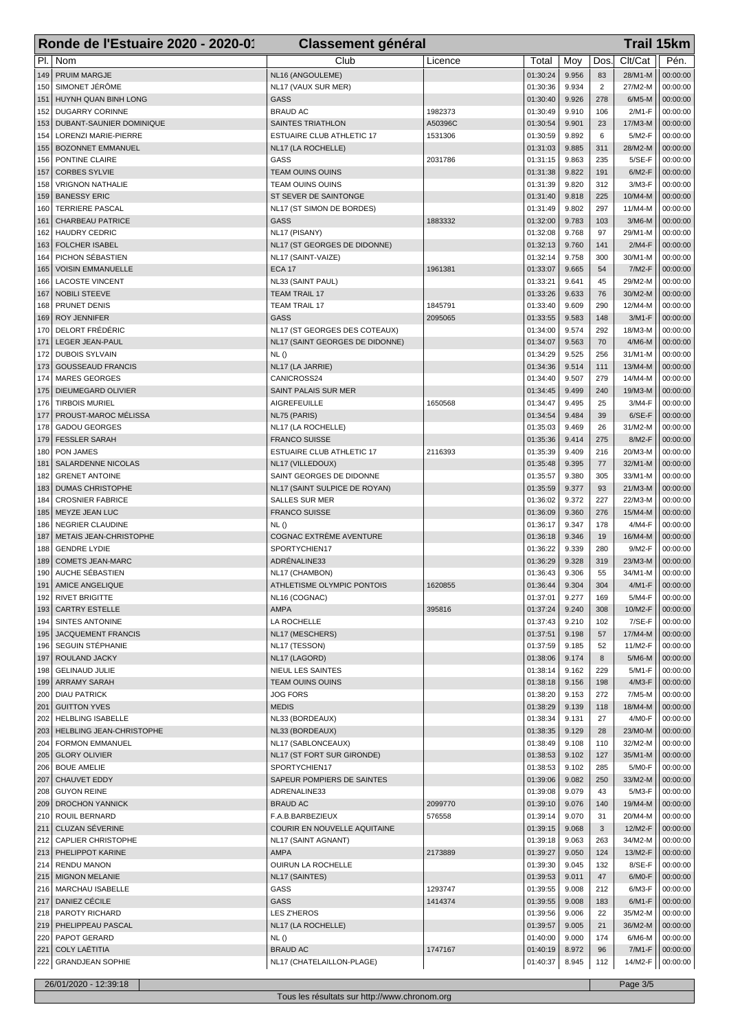# Ronde de l'Estuaire 2020 - 2020-01 — Classement général — Trail 15km

| Pl. | Nom | Club | Licence | Total | Moy | Dos. | Clt/Cat | Pén. |
|---|---|---|---|---|---|---|---|---|
| 149 | PRUIM MARGJE | NL16 (ANGOULEME) | | 01:30:24 | 9.956 | 83 | 28/M1-M | 00:00:00 |
| 150 | SIMONET JÉRÔME | NL17 (VAUX SUR MER) | | 01:30:36 | 9.934 | 2 | 27/M2-M | 00:00:00 |
| 151 | HUYNH QUAN BINH LONG | GASS | | 01:30:40 | 9.926 | 278 | 6/M5-M | 00:00:00 |
| 152 | DUGARRY CORINNE | BRAUD AC | 1982373 | 01:30:49 | 9.910 | 106 | 2/M1-F | 00:00:00 |
| 153 | DUBANT-SAUNIER DOMINIQUE | SAINTES TRIATHLON | A50396C | 01:30:54 | 9.901 | 23 | 17/M3-M | 00:00:00 |
| 154 | LORENZI MARIE-PIERRE | ESTUAIRE CLUB ATHLETIC 17 | 1531306 | 01:30:59 | 9.892 | 6 | 5/M2-F | 00:00:00 |
| 155 | BOZONNET EMMANUEL | NL17 (LA ROCHELLE) | | 01:31:03 | 9.885 | 311 | 28/M2-M | 00:00:00 |
| 156 | PONTINE CLAIRE | GASS | 2031786 | 01:31:15 | 9.863 | 235 | 5/SE-F | 00:00:00 |
| 157 | CORBES SYLVIE | TEAM OUINS OUINS | | 01:31:38 | 9.822 | 191 | 6/M2-F | 00:00:00 |
| 158 | VRIGNON NATHALIE | TEAM OUINS OUINS | | 01:31:39 | 9.820 | 312 | 3/M3-F | 00:00:00 |
| 159 | BANESSY ERIC | ST SEVER DE SAINTONGE | | 01:31:40 | 9.818 | 225 | 10/M4-M | 00:00:00 |
| 160 | TERRIERE PASCAL | NL17 (ST SIMON DE BORDES) | | 01:31:49 | 9.802 | 297 | 11/M4-M | 00:00:00 |
| 161 | CHARBEAU PATRICE | GASS | 1883332 | 01:32:00 | 9.783 | 103 | 3/M6-M | 00:00:00 |
| 162 | HAUDRY CEDRIC | NL17 (PISANY) | | 01:32:08 | 9.768 | 97 | 29/M1-M | 00:00:00 |
| 163 | FOLCHER ISABEL | NL17 (ST GEORGES DE DIDONNE) | | 01:32:13 | 9.760 | 141 | 2/M4-F | 00:00:00 |
| 164 | PICHON SÉBASTIEN | NL17 (SAINT-VAIZE) | | 01:32:14 | 9.758 | 300 | 30/M1-M | 00:00:00 |
| 165 | VOISIN EMMANUELLE | ECA 17 | 1961381 | 01:33:07 | 9.665 | 54 | 7/M2-F | 00:00:00 |
| 166 | LACOSTE VINCENT | NL33 (SAINT PAUL) | | 01:33:21 | 9.641 | 45 | 29/M2-M | 00:00:00 |
| 167 | NOBILI STEEVE | TEAM TRAIL 17 | | 01:33:26 | 9.633 | 76 | 30/M2-M | 00:00:00 |
| 168 | PRUNET DENIS | TEAM TRAIL 17 | 1845791 | 01:33:40 | 9.609 | 290 | 12/M4-M | 00:00:00 |
| 169 | ROY JENNIFER | GASS | 2095065 | 01:33:55 | 9.583 | 148 | 3/M1-F | 00:00:00 |
| 170 | DELORT FRÉDÉRIC | NL17 (ST GEORGES DES COTEAUX) | | 01:34:00 | 9.574 | 292 | 18/M3-M | 00:00:00 |
| 171 | LEGER JEAN-PAUL | NL17 (SAINT GEORGES DE DIDONNE) | | 01:34:07 | 9.563 | 70 | 4/M6-M | 00:00:00 |
| 172 | DUBOIS SYLVAIN | NL () | | 01:34:29 | 9.525 | 256 | 31/M1-M | 00:00:00 |
| 173 | GOUSSEAUD FRANCIS | NL17 (LA JARRIE) | | 01:34:36 | 9.514 | 111 | 13/M4-M | 00:00:00 |
| 174 | MARES GEORGES | CANICROSS24 | | 01:34:40 | 9.507 | 279 | 14/M4-M | 00:00:00 |
| 175 | DIEUMEGARD OLIVIER | SAINT PALAIS SUR MER | | 01:34:45 | 9.499 | 240 | 19/M3-M | 00:00:00 |
| 176 | TIRBOIS MURIEL | AIGREFEUILLE | 1650568 | 01:34:47 | 9.495 | 25 | 3/M4-F | 00:00:00 |
| 177 | PROUST-MAROC MÉLISSA | NL75 (PARIS) | | 01:34:54 | 9.484 | 39 | 6/SE-F | 00:00:00 |
| 178 | GADOU GEORGES | NL17 (LA ROCHELLE) | | 01:35:03 | 9.469 | 26 | 31/M2-M | 00:00:00 |
| 179 | FESSLER SARAH | FRANCO SUISSE | | 01:35:36 | 9.414 | 275 | 8/M2-F | 00:00:00 |
| 180 | PON JAMES | ESTUAIRE CLUB ATHLETIC 17 | 2116393 | 01:35:39 | 9.409 | 216 | 20/M3-M | 00:00:00 |
| 181 | SALARDENNE NICOLAS | NL17 (VILLEDOUX) | | 01:35:48 | 9.395 | 77 | 32/M1-M | 00:00:00 |
| 182 | GRENET ANTOINE | SAINT GEORGES DE DIDONNE | | 01:35:57 | 9.380 | 305 | 33/M1-M | 00:00:00 |
| 183 | DUMAS CHRISTOPHE | NL17 (SAINT SULPICE DE ROYAN) | | 01:35:59 | 9.377 | 93 | 21/M3-M | 00:00:00 |
| 184 | CROSNIER FABRICE | SALLES SUR MER | | 01:36:02 | 9.372 | 227 | 22/M3-M | 00:00:00 |
| 185 | MEYZE JEAN LUC | FRANCO SUISSE | | 01:36:09 | 9.360 | 276 | 15/M4-M | 00:00:00 |
| 186 | NEGRIER CLAUDINE | NL () | | 01:36:17 | 9.347 | 178 | 4/M4-F | 00:00:00 |
| 187 | METAIS JEAN-CHRISTOPHE | COGNAC EXTRÊME AVENTURE | | 01:36:18 | 9.346 | 19 | 16/M4-M | 00:00:00 |
| 188 | GENDRE LYDIE | SPORTYCHIEN17 | | 01:36:22 | 9.339 | 280 | 9/M2-F | 00:00:00 |
| 189 | COMETS JEAN-MARC | ADRÉNALINE33 | | 01:36:29 | 9.328 | 319 | 23/M3-M | 00:00:00 |
| 190 | AUCHE SÉBASTIEN | NL17 (CHAMBON) | | 01:36:43 | 9.306 | 55 | 34/M1-M | 00:00:00 |
| 191 | AMICE ANGELIQUE | ATHLETISME OLYMPIC PONTOIS | 1620855 | 01:36:44 | 9.304 | 304 | 4/M1-F | 00:00:00 |
| 192 | RIVET BRIGITTE | NL16 (COGNAC) | | 01:37:01 | 9.277 | 169 | 5/M4-F | 00:00:00 |
| 193 | CARTRY ESTELLE | AMPA | 395816 | 01:37:24 | 9.240 | 308 | 10/M2-F | 00:00:00 |
| 194 | SINTES ANTONINE | LA ROCHELLE | | 01:37:43 | 9.210 | 102 | 7/SE-F | 00:00:00 |
| 195 | JACQUEMENT FRANCIS | NL17 (MESCHERS) | | 01:37:51 | 9.198 | 57 | 17/M4-M | 00:00:00 |
| 196 | SEGUIN STÉPHANIE | NL17 (TESSON) | | 01:37:59 | 9.185 | 52 | 11/M2-F | 00:00:00 |
| 197 | ROULAND JACKY | NL17 (LAGORD) | | 01:38:06 | 9.174 | 8 | 5/M6-M | 00:00:00 |
| 198 | GELINAUD JULIE | NIEUL LES SAINTES | | 01:38:14 | 9.162 | 229 | 5/M1-F | 00:00:00 |
| 199 | ARRAMY SARAH | TEAM OUINS OUINS | | 01:38:18 | 9.156 | 198 | 4/M3-F | 00:00:00 |
| 200 | DIAU PATRICK | JOG FORS | | 01:38:20 | 9.153 | 272 | 7/M5-M | 00:00:00 |
| 201 | GUITTON YVES | MEDIS | | 01:38:29 | 9.139 | 118 | 18/M4-M | 00:00:00 |
| 202 | HELBLING ISABELLE | NL33 (BORDEAUX) | | 01:38:34 | 9.131 | 27 | 4/M0-F | 00:00:00 |
| 203 | HELBLING JEAN-CHRISTOPHE | NL33 (BORDEAUX) | | 01:38:35 | 9.129 | 28 | 23/M0-M | 00:00:00 |
| 204 | FORMON EMMANUEL | NL17 (SABLONCEAUX) | | 01:38:49 | 9.108 | 110 | 32/M2-M | 00:00:00 |
| 205 | GLORY OLIVIER | NL17 (ST FORT SUR GIRONDE) | | 01:38:53 | 9.102 | 127 | 35/M1-M | 00:00:00 |
| 206 | BOUE AMELIE | SPORTYCHIEN17 | | 01:38:53 | 9.102 | 285 | 5/M0-F | 00:00:00 |
| 207 | CHAUVET EDDY | SAPEUR POMPIERS DE SAINTES | | 01:39:06 | 9.082 | 250 | 33/M2-M | 00:00:00 |
| 208 | GUYON REINE | ADRENALINE33 | | 01:39:08 | 9.079 | 43 | 5/M3-F | 00:00:00 |
| 209 | DROCHON YANNICK | BRAUD AC | 2099770 | 01:39:10 | 9.076 | 140 | 19/M4-M | 00:00:00 |
| 210 | ROUIL BERNARD | F.A.B.BARBEZIEUX | 576558 | 01:39:14 | 9.070 | 31 | 20/M4-M | 00:00:00 |
| 211 | CLUZAN SÉVERINE | COURIR EN NOUVELLE AQUITAINE | | 01:39:15 | 9.068 | 3 | 12/M2-F | 00:00:00 |
| 212 | CAPLIER CHRISTOPHE | NL17 (SAINT AGNANT) | | 01:39:18 | 9.063 | 263 | 34/M2-M | 00:00:00 |
| 213 | PHELIPPOT KARINE | AMPA | 2173889 | 01:39:27 | 9.050 | 124 | 13/M2-F | 00:00:00 |
| 214 | RENDU MANON | OUIRUN LA ROCHELLE | | 01:39:30 | 9.045 | 132 | 8/SE-F | 00:00:00 |
| 215 | MIGNON MELANIE | NL17 (SAINTES) | | 01:39:53 | 9.011 | 47 | 6/M0-F | 00:00:00 |
| 216 | MARCHAU ISABELLE | GASS | 1293747 | 01:39:55 | 9.008 | 212 | 6/M3-F | 00:00:00 |
| 217 | DANIEZ CÉCILE | GASS | 1414374 | 01:39:55 | 9.008 | 183 | 6/M1-F | 00:00:00 |
| 218 | PAROTY RICHARD | LES Z'HEROS | | 01:39:56 | 9.006 | 22 | 35/M2-M | 00:00:00 |
| 219 | PHELIPPEAU PASCAL | NL17 (LA ROCHELLE) | | 01:39:57 | 9.005 | 21 | 36/M2-M | 00:00:00 |
| 220 | PAPOT GERARD | NL () | | 01:40:00 | 9.000 | 174 | 6/M6-M | 00:00:00 |
| 221 | COLY LAËTITIA | BRAUD AC | 1747167 | 01:40:19 | 8.972 | 96 | 7/M1-F | 00:00:00 |
| 222 | GRANDJEAN SOPHIE | NL17 (CHATELAILLON-PLAGE) | | 01:40:37 | 8.945 | 112 | 14/M2-F | 00:00:00 |

26/01/2020 - 12:39:18

Tous les résultats sur http://www.chronom.org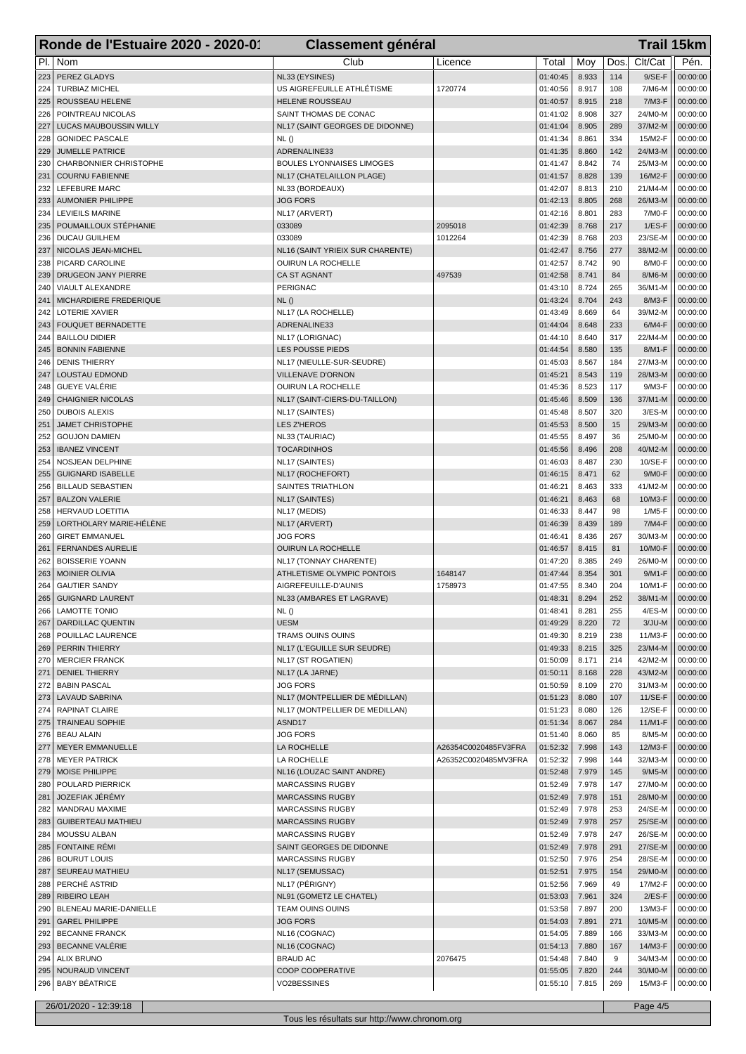# Ronde de l'Estuaire 2020 - 2020-01 — Classement général — Trail 15km

| Pl. | Nom | Club | Licence | Total | Moy | Dos. | Clt/Cat | Pén. |
|---|---|---|---|---|---|---|---|---|
| 223 | PEREZ GLADYS | NL33 (EYSINES) | | 01:40:45 | 8.933 | 114 | 9/SE-F | 00:00:00 |
| 224 | TURBIAZ MICHEL | US AIGREFEUILLE ATHLÉTISME | 1720774 | 01:40:56 | 8.917 | 108 | 7/M6-M | 00:00:00 |
| 225 | ROUSSEAU HELENE | HELENE ROUSSEAU | | 01:40:57 | 8.915 | 218 | 7/M3-F | 00:00:00 |
| 226 | POINTREAU NICOLAS | SAINT THOMAS DE CONAC | | 01:41:02 | 8.908 | 327 | 24/M0-M | 00:00:00 |
| 227 | LUCAS MAUBOUSSIN WILLY | NL17 (SAINT GEORGES DE DIDONNE) | | 01:41:04 | 8.905 | 289 | 37/M2-M | 00:00:00 |
| 228 | GONIDEC PASCALE | NL () | | 01:41:34 | 8.861 | 334 | 15/M2-F | 00:00:00 |
| 229 | JUMELLE PATRICE | ADRENALINE33 | | 01:41:35 | 8.860 | 142 | 24/M3-M | 00:00:00 |
| 230 | CHARBONNIER CHRISTOPHE | BOULES LYONNAISES LIMOGES | | 01:41:47 | 8.842 | 74 | 25/M3-M | 00:00:00 |
| 231 | COURNU FABIENNE | NL17 (CHATELAILLON PLAGE) | | 01:41:57 | 8.828 | 139 | 16/M2-F | 00:00:00 |
| 232 | LEFEBURE MARC | NL33 (BORDEAUX) | | 01:42:07 | 8.813 | 210 | 21/M4-M | 00:00:00 |
| 233 | AUMONIER PHILIPPE | JOG FORS | | 01:42:13 | 8.805 | 268 | 26/M3-M | 00:00:00 |
| 234 | LEVIEILS MARINE | NL17 (ARVERT) | | 01:42:16 | 8.801 | 283 | 7/M0-F | 00:00:00 |
| 235 | POUMAILLOUX STÉPHANIE | 033089 | 2095018 | 01:42:39 | 8.768 | 217 | 1/ES-F | 00:00:00 |
| 236 | DUCAU GUILHEM | 033089 | 1012264 | 01:42:39 | 8.768 | 203 | 23/SE-M | 00:00:00 |
| 237 | NICOLAS JEAN-MICHEL | NL16 (SAINT YRIEIX SUR CHARENTE) | | 01:42:47 | 8.756 | 277 | 38/M2-M | 00:00:00 |
| 238 | PICARD CAROLINE | OUIRUN LA ROCHELLE | | 01:42:57 | 8.742 | 90 | 8/M0-F | 00:00:00 |
| 239 | DRUGEON JANY PIERRE | CA ST AGNANT | 497539 | 01:42:58 | 8.741 | 84 | 8/M6-M | 00:00:00 |
| 240 | VIAULT ALEXANDRE | PERIGNAC | | 01:43:10 | 8.724 | 265 | 36/M1-M | 00:00:00 |
| 241 | MICHARDIERE FREDERIQUE | NL () | | 01:43:24 | 8.704 | 243 | 8/M3-F | 00:00:00 |
| 242 | LOTERIE XAVIER | NL17 (LA ROCHELLE) | | 01:43:49 | 8.669 | 64 | 39/M2-M | 00:00:00 |
| 243 | FOUQUET BERNADETTE | ADRENALINE33 | | 01:44:04 | 8.648 | 233 | 6/M4-F | 00:00:00 |
| 244 | BAILLOU DIDIER | NL17 (LORIGNAC) | | 01:44:10 | 8.640 | 317 | 22/M4-M | 00:00:00 |
| 245 | BONNIN FABIENNE | LES POUSSE PIEDS | | 01:44:54 | 8.580 | 135 | 8/M1-F | 00:00:00 |
| 246 | DENIS THIERRY | NL17 (NIEULLE-SUR-SEUDRE) | | 01:45:03 | 8.567 | 184 | 27/M3-M | 00:00:00 |
| 247 | LOUSTAU EDMOND | VILLENAVE D'ORNON | | 01:45:21 | 8.543 | 119 | 28/M3-M | 00:00:00 |
| 248 | GUEYE VALÉRIE | OUIRUN LA ROCHELLE | | 01:45:36 | 8.523 | 117 | 9/M3-F | 00:00:00 |
| 249 | CHAIGNIER NICOLAS | NL17 (SAINT-CIERS-DU-TAILLON) | | 01:45:46 | 8.509 | 136 | 37/M1-M | 00:00:00 |
| 250 | DUBOIS ALEXIS | NL17 (SAINTES) | | 01:45:48 | 8.507 | 320 | 3/ES-M | 00:00:00 |
| 251 | JAMET CHRISTOPHE | LES Z'HEROS | | 01:45:53 | 8.500 | 15 | 29/M3-M | 00:00:00 |
| 252 | GOUJON DAMIEN | NL33 (TAURIAC) | | 01:45:55 | 8.497 | 36 | 25/M0-M | 00:00:00 |
| 253 | IBANEZ VINCENT | TOCARDINHOS | | 01:45:56 | 8.496 | 208 | 40/M2-M | 00:00:00 |
| 254 | NOSJEAN DELPHINE | NL17 (SAINTES) | | 01:46:03 | 8.487 | 230 | 10/SE-F | 00:00:00 |
| 255 | GUIGNARD ISABELLE | NL17 (ROCHEFORT) | | 01:46:15 | 8.471 | 62 | 9/M0-F | 00:00:00 |
| 256 | BILLAUD SEBASTIEN | SAINTES TRIATHLON | | 01:46:21 | 8.463 | 333 | 41/M2-M | 00:00:00 |
| 257 | BALZON VALERIE | NL17 (SAINTES) | | 01:46:21 | 8.463 | 68 | 10/M3-F | 00:00:00 |
| 258 | HERVAUD LOETITIA | NL17 (MEDIS) | | 01:46:33 | 8.447 | 98 | 1/M5-F | 00:00:00 |
| 259 | LORTHOLARY MARIE-HÉLÈNE | NL17 (ARVERT) | | 01:46:39 | 8.439 | 189 | 7/M4-F | 00:00:00 |
| 260 | GIRET EMMANUEL | JOG FORS | | 01:46:41 | 8.436 | 267 | 30/M3-M | 00:00:00 |
| 261 | FERNANDES AURELIE | OUIRUN LA ROCHELLE | | 01:46:57 | 8.415 | 81 | 10/M0-F | 00:00:00 |
| 262 | BOISSERIE YOANN | NL17 (TONNAY CHARENTE) | | 01:47:20 | 8.385 | 249 | 26/M0-M | 00:00:00 |
| 263 | MOINIER OLIVIA | ATHLETISME OLYMPIC PONTOIS | 1648147 | 01:47:44 | 8.354 | 301 | 9/M1-F | 00:00:00 |
| 264 | GAUTIER SANDY | AIGREFEUILLE-D'AUNIS | 1758973 | 01:47:55 | 8.340 | 204 | 10/M1-F | 00:00:00 |
| 265 | GUIGNARD LAURENT | NL33 (AMBARES ET LAGRAVE) | | 01:48:31 | 8.294 | 252 | 38/M1-M | 00:00:00 |
| 266 | LAMOTTE TONIO | NL () | | 01:48:41 | 8.281 | 255 | 4/ES-M | 00:00:00 |
| 267 | DARDILLAC QUENTIN | UESM | | 01:49:29 | 8.220 | 72 | 3/JU-M | 00:00:00 |
| 268 | POUILLAC LAURENCE | TRAMS OUINS OUINS | | 01:49:30 | 8.219 | 238 | 11/M3-F | 00:00:00 |
| 269 | PERRIN THIERRY | NL17 (L'EGUILLE SUR SEUDRE) | | 01:49:33 | 8.215 | 325 | 23/M4-M | 00:00:00 |
| 270 | MERCIER FRANCK | NL17 (ST ROGATIEN) | | 01:50:09 | 8.171 | 214 | 42/M2-M | 00:00:00 |
| 271 | DENIEL THIERRY | NL17 (LA JARNE) | | 01:50:11 | 8.168 | 228 | 43/M2-M | 00:00:00 |
| 272 | BABIN PASCAL | JOG FORS | | 01:50:59 | 8.109 | 270 | 31/M3-M | 00:00:00 |
| 273 | LAVAUD SABRINA | NL17 (MONTPELLIER DE MÉDILLAN) | | 01:51:23 | 8.080 | 107 | 11/SE-F | 00:00:00 |
| 274 | RAPINAT CLAIRE | NL17 (MONTPELLIER DE MEDILLAN) | | 01:51:23 | 8.080 | 126 | 12/SE-F | 00:00:00 |
| 275 | TRAINEAU SOPHIE | ASND17 | | 01:51:34 | 8.067 | 284 | 11/M1-F | 00:00:00 |
| 276 | BEAU ALAIN | JOG FORS | | 01:51:40 | 8.060 | 85 | 8/M5-M | 00:00:00 |
| 277 | MEYER EMMANUELLE | LA ROCHELLE | A26354C0020485FV3FRA | 01:52:32 | 7.998 | 143 | 12/M3-F | 00:00:00 |
| 278 | MEYER PATRICK | LA ROCHELLE | A26352C0020485MV3FRA | 01:52:32 | 7.998 | 144 | 32/M3-M | 00:00:00 |
| 279 | MOISE PHILIPPE | NL16 (LOUZAC SAINT ANDRE) | | 01:52:48 | 7.979 | 145 | 9/M5-M | 00:00:00 |
| 280 | POULARD PIERRICK | MARCASSINS RUGBY | | 01:52:49 | 7.978 | 147 | 27/M0-M | 00:00:00 |
| 281 | JOZEFIAK JÉRÉMY | MARCASSINS RUGBY | | 01:52:49 | 7.978 | 151 | 28/M0-M | 00:00:00 |
| 282 | MANDRAU MAXIME | MARCASSINS RUGBY | | 01:52:49 | 7.978 | 253 | 24/SE-M | 00:00:00 |
| 283 | GUIBERTEAU MATHIEU | MARCASSINS RUGBY | | 01:52:49 | 7.978 | 257 | 25/SE-M | 00:00:00 |
| 284 | MOUSSU ALBAN | MARCASSINS RUGBY | | 01:52:49 | 7.978 | 247 | 26/SE-M | 00:00:00 |
| 285 | FONTAINE RÉMI | SAINT GEORGES DE DIDONNE | | 01:52:49 | 7.978 | 291 | 27/SE-M | 00:00:00 |
| 286 | BOURUT LOUIS | MARCASSINS RUGBY | | 01:52:50 | 7.976 | 254 | 28/SE-M | 00:00:00 |
| 287 | SEUREAU MATHIEU | NL17 (SEMUSSAC) | | 01:52:51 | 7.975 | 154 | 29/M0-M | 00:00:00 |
| 288 | PERCHÉ ASTRID | NL17 (PÉRIGNY) | | 01:52:56 | 7.969 | 49 | 17/M2-F | 00:00:00 |
| 289 | RIBEIRO LEAH | NL91 (GOMETZ LE CHATEL) | | 01:53:03 | 7.961 | 324 | 2/ES-F | 00:00:00 |
| 290 | BLENEAU MARIE-DANIELLE | TEAM OUINS OUINS | | 01:53:58 | 7.897 | 200 | 13/M3-F | 00:00:00 |
| 291 | GAREL PHILIPPE | JOG FORS | | 01:54:03 | 7.891 | 271 | 10/M5-M | 00:00:00 |
| 292 | BECANNE FRANCK | NL16 (COGNAC) | | 01:54:05 | 7.889 | 166 | 33/M3-M | 00:00:00 |
| 293 | BECANNE VALÉRIE | NL16 (COGNAC) | | 01:54:13 | 7.880 | 167 | 14/M3-F | 00:00:00 |
| 294 | ALIX BRUNO | BRAUD AC | 2076475 | 01:54:48 | 7.840 | 9 | 34/M3-M | 00:00:00 |
| 295 | NOURAUD VINCENT | COOP COOPERATIVE | | 01:55:05 | 7.820 | 244 | 30/M0-M | 00:00:00 |
| 296 | BABY BÉATRICE | VO2BESSINES | | 01:55:10 | 7.815 | 269 | 15/M3-F | 00:00:00 |

26/01/2020 - 12:39:18

Tous les résultats sur http://www.chronom.org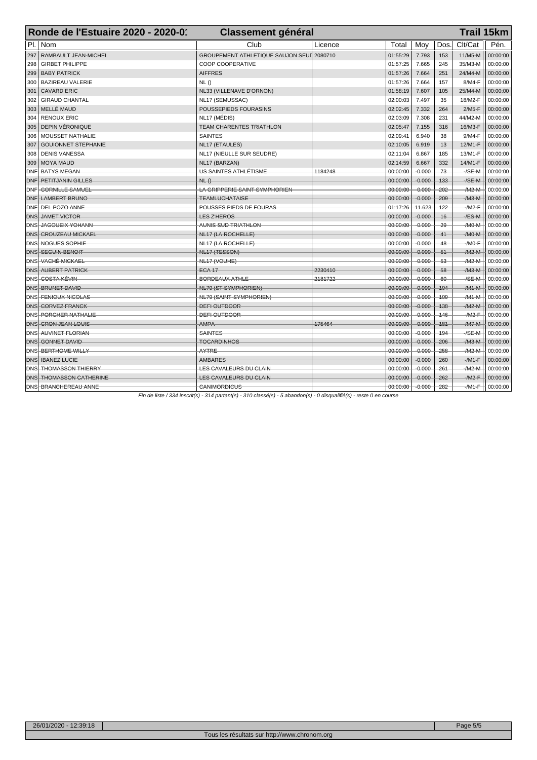# Ronde de l'Estuaire 2020 - 2020-01 — Classement général — Trail 15km

| Pl. | Nom | Club | Licence | Total | Moy | Dos. | Clt/Cat | Pén. |
|---|---|---|---|---|---|---|---|---|
| 297 | RAMBAULT JEAN-MICHEL | GROUPEMENT ATHLETIQUE SAUJON SEUD | 2080710 | 01:55:29 | 7.793 | 153 | 11/M5-M | 00:00:00 |
| 298 | GIRBET PHILIPPE | COOP COOPERATIVE | | 01:57:25 | 7.665 | 245 | 35/M3-M | 00:00:00 |
| 299 | BABY PATRICK | AIFFRES | | 01:57:26 | 7.664 | 251 | 24/M4-M | 00:00:00 |
| 300 | BAZIREAU VALERIE | NL () | | 01:57:26 | 7.664 | 157 | 8/M4-F | 00:00:00 |
| 301 | CAVARD ERIC | NL33 (VILLENAVE D'ORNON) | | 01:58:19 | 7.607 | 105 | 25/M4-M | 00:00:00 |
| 302 | GIRAUD CHANTAL | NL17 (SEMUSSAC) | | 02:00:03 | 7.497 | 35 | 18/M2-F | 00:00:00 |
| 303 | MELLÉ MAUD | POUSSEPIEDS FOURASINS | | 02:02:45 | 7.332 | 264 | 2/M5-F | 00:00:00 |
| 304 | RENOUX ERIC | NL17 (MÉDIS) | | 02:03:09 | 7.308 | 231 | 44/M2-M | 00:00:00 |
| 305 | DEPIN VÉRONIQUE | TEAM CHARENTES TRIATHLON | | 02:05:47 | 7.155 | 316 | 16/M3-F | 00:00:00 |
| 306 | MOUSSET NATHALIE | SAINTES | | 02:09:41 | 6.940 | 38 | 9/M4-F | 00:00:00 |
| 307 | GOUIONNET STEPHANIE | NL17 (ETAULES) | | 02:10:05 | 6.919 | 13 | 12/M1-F | 00:00:00 |
| 308 | DENIS VANESSA | NL17 (NIEULLE SUR SEUDRE) | | 02:11:04 | 6.867 | 185 | 13/M1-F | 00:00:00 |
| 309 | MOYA MAUD | NL17 (BARZAN) | | 02:14:59 | 6.667 | 332 | 14/M1-F | 00:00:00 |
| DNF | ~~BATYS MEGAN~~ | ~~US SAINTES ATHLÉTISME~~ | ~~1184248~~ | ~~00:00:00~~ | ~~0.000~~ | ~~73~~ | ~~/SE-M~~ | 00:00:00 |
| DNF | ~~PETITJANIN GILLES~~ | ~~NL ()~~ | | ~~00:00:00~~ | ~~0.000~~ | ~~133~~ | ~~/SE-M~~ | 00:00:00 |
| DNF | ~~CORNILLE SAMUEL~~ | ~~LA GRIPPERIE SAINT SYMPHORIEN~~ | | ~~00:00:00~~ | ~~0.000~~ | ~~202~~ | ~~/M2-M~~ | 00:00:00 |
| DNF | ~~LAMBERT BRUNO~~ | ~~TEAMLUCHATAISE~~ | | ~~00:00:00~~ | ~~0.000~~ | ~~209~~ | ~~/M3-M~~ | 00:00:00 |
| DNF | ~~DEL POZO ANNE~~ | ~~POUSSES PIEDS DE FOURAS~~ | | ~~01:17:26~~ | ~~11.623~~ | ~~122~~ | ~~/M2-F~~ | 00:00:00 |
| DNS | ~~JAMET VICTOR~~ | ~~LES Z'HEROS~~ | | ~~00:00:00~~ | ~~0.000~~ | ~~16~~ | ~~/ES-M~~ | 00:00:00 |
| DNS | ~~JAGOUEIX YOHANN~~ | ~~AUNIS SUD TRIATHLON~~ | | ~~00:00:00~~ | ~~0.000~~ | ~~29~~ | ~~/M0-M~~ | 00:00:00 |
| DNS | ~~CROUZEAU MICKAEL~~ | ~~NL17 (LA ROCHELLE)~~ | | ~~00:00:00~~ | ~~0.000~~ | ~~41~~ | ~~/M0-M~~ | 00:00:00 |
| DNS | ~~NOGUES SOPHIE~~ | ~~NL17 (LA ROCHELLE)~~ | | ~~00:00:00~~ | ~~0.000~~ | ~~48~~ | ~~/M0-F~~ | 00:00:00 |
| DNS | ~~SEGUIN BENOIT~~ | ~~NL17 (TESSON)~~ | | ~~00:00:00~~ | ~~0.000~~ | ~~51~~ | ~~/M2-M~~ | 00:00:00 |
| DNS | ~~VACHÉ MICKAEL~~ | ~~NL17 (VOUHE)~~ | | ~~00:00:00~~ | ~~0.000~~ | ~~53~~ | ~~/M2-M~~ | 00:00:00 |
| DNS | ~~AUBERT PATRICK~~ | ~~ECA 17~~ | ~~2230410~~ | ~~00:00:00~~ | ~~0.000~~ | ~~58~~ | ~~/M3-M~~ | 00:00:00 |
| DNS | ~~COSTA KÉVIN~~ | ~~BORDEAUX ATHLE~~ | ~~2181722~~ | ~~00:00:00~~ | ~~0.000~~ | ~~60~~ | ~~/SE-M~~ | 00:00:00 |
| DNS | ~~BRUNET DAVID~~ | ~~NL79 (ST SYMPHORIEN)~~ | | ~~00:00:00~~ | ~~0.000~~ | ~~104~~ | ~~/M1-M~~ | 00:00:00 |
| DNS | ~~FENIOUX NICOLAS~~ | ~~NL79 (SAINT-SYMPHORIEN)~~ | | ~~00:00:00~~ | ~~0.000~~ | ~~109~~ | ~~/M1-M~~ | 00:00:00 |
| DNS | ~~CORVEZ FRANCK~~ | ~~DEFI OUTDOOR~~ | | ~~00:00:00~~ | ~~0.000~~ | ~~138~~ | ~~/M2-M~~ | 00:00:00 |
| DNS | ~~PORCHER NATHALIE~~ | ~~DEFI OUTDOOR~~ | | ~~00:00:00~~ | ~~0.000~~ | ~~146~~ | ~~/M2-F~~ | 00:00:00 |
| DNS | ~~CRON JEAN LOUIS~~ | ~~AMPA~~ | ~~175464~~ | ~~00:00:00~~ | ~~0.000~~ | ~~181~~ | ~~/M7-M~~ | 00:00:00 |
| DNS | ~~AUVINET FLORIAN~~ | ~~SAINTES~~ | | ~~00:00:00~~ | ~~0.000~~ | ~~194~~ | ~~/SE-M~~ | 00:00:00 |
| DNS | ~~GONNET DAVID~~ | ~~TOCARDINHOS~~ | | ~~00:00:00~~ | ~~0.000~~ | ~~206~~ | ~~/M3-M~~ | 00:00:00 |
| DNS | ~~BERTHOME WILLY~~ | ~~AYTRE~~ | | ~~00:00:00~~ | ~~0.000~~ | ~~258~~ | ~~/M2-M~~ | 00:00:00 |
| DNS | ~~IBANEZ LUCIE~~ | ~~AMBARES~~ | | ~~00:00:00~~ | ~~0.000~~ | ~~260~~ | ~~/M1-F~~ | 00:00:00 |
| DNS | ~~THOMASSON THIERRY~~ | ~~LES CAVALEURS DU CLAIN~~ | | ~~00:00:00~~ | ~~0.000~~ | ~~261~~ | ~~/M2-M~~ | 00:00:00 |
| DNS | ~~THOMASSON CATHERINE~~ | ~~LES CAVALEURS DU CLAIN~~ | | ~~00:00:00~~ | ~~0.000~~ | ~~262~~ | ~~/M2-F~~ | 00:00:00 |
| DNS | ~~BRANCHEREAU ANNE~~ | ~~CANIMORDICUS~~ | | ~~00:00:00~~ | ~~0.000~~ | ~~282~~ | ~~/M1-F~~ | 00:00:00 |

*Fin de liste / 334 inscrit(s) - 314 partant(s) - 310 classé(s) - 5 abandon(s) - 0 disqualifié(s) - reste 0 en course*

26/01/2020 - 12:39:18

Tous les résultats sur http://www.chronom.org